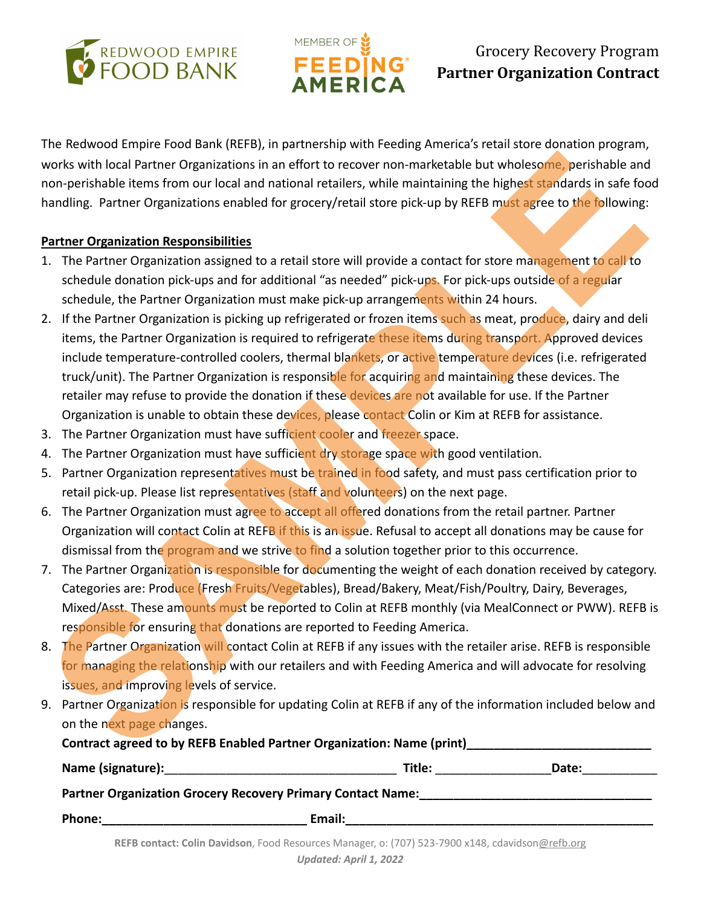Grocery Recovery Program
**Partner Organization Contract**

The Redwood Empire Food Bank (REFB), in partnership with Feeding America's retail store donation program, works with local Partner Organizations in an effort to recover non-marketable but wholesome, perishable and non-perishable items from our local and national retailers, while maintaining the highest standards in safe food handling. Partner Organizations enabled for grocery/retail store pick-up by REFB must agree to the following:

**Partner Organization Responsibilities**

1. The Partner Organization assigned to a retail store will provide a contact for store management to call to schedule donation pick-ups and for additional "as needed" pick-ups. For pick-ups outside of a regular schedule, the Partner Organization must make pick-up arrangements within 24 hours.
2. If the Partner Organization is picking up refrigerated or frozen items such as meat, produce, dairy and deli items, the Partner Organization is required to refrigerate these items during transport. Approved devices include temperature-controlled coolers, thermal blankets, or active temperature devices (i.e. refrigerated truck/unit). The Partner Organization is responsible for acquiring and maintaining these devices. The retailer may refuse to provide the donation if these devices are not available for use. If the Partner Organization is unable to obtain these devices, please contact Colin or Kim at REFB for assistance.
3. The Partner Organization must have sufficient cooler and freezer space.
4. The Partner Organization must have sufficient dry storage space with good ventilation.
5. Partner Organization representatives must be trained in food safety, and must pass certification prior to retail pick-up. Please list representatives (staff and volunteers) on the next page.
6. The Partner Organization must agree to accept all offered donations from the retail partner. Partner Organization will contact Colin at REFB if this is an issue. Refusal to accept all donations may be cause for dismissal from the program and we strive to find a solution together prior to this occurrence.
7. The Partner Organization is responsible for documenting the weight of each donation received by category. Categories are: Produce (Fresh Fruits/Vegetables), Bread/Bakery, Meat/Fish/Poultry, Dairy, Beverages, Mixed/Asst. These amounts must be reported to Colin at REFB monthly (via MealConnect or PWW). REFB is responsible for ensuring that donations are reported to Feeding America.
8. The Partner Organization will contact Colin at REFB if any issues with the retailer arise. REFB is responsible for managing the relationship with our retailers and with Feeding America and will advocate for resolving issues, and improving levels of service.
9. Partner Organization is responsible for updating Colin at REFB if any of the information included below and on the next page changes.

**Contract agreed to by REFB Enabled Partner Organization: Name (print)**___________________________

**Name (signature):**__________________________________ **Title:** ________________**Date:**___________

**Partner Organization Grocery Recovery Primary Contact Name:**__________________________________

**Phone:**_____________________________ **Email:**____________________________________________

**REFB contact: Colin Davidson**, Food Resources Manager, o: (707) 523-7900 x148, cdavidson@refb.org

***Updated: April 1, 2022***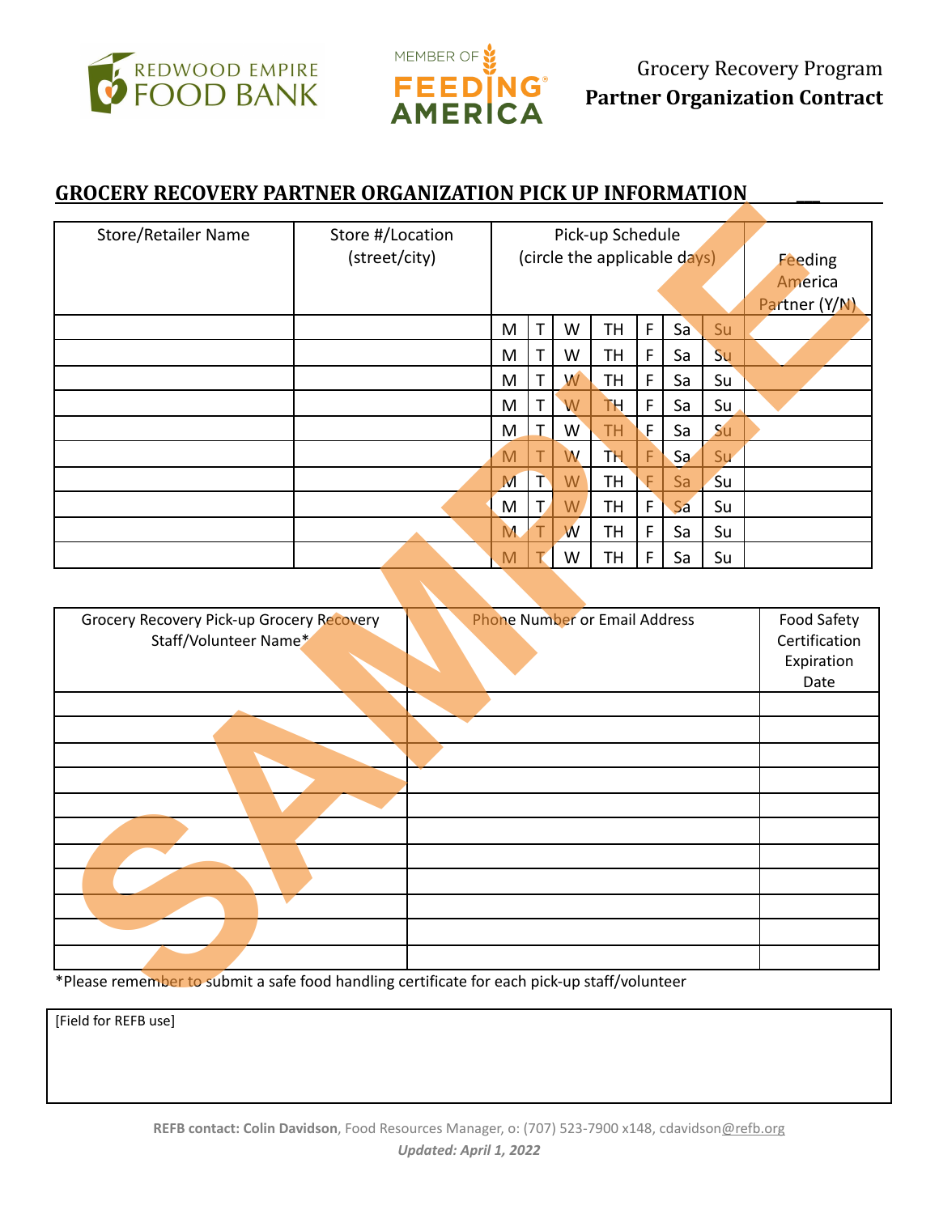Grocery Recovery Program
**Partner Organization Contract**

## GROCERY RECOVERY PARTNER ORGANIZATION PICK UP INFORMATION

| Store/Retailer Name | Store #/Location (street/city) | Pick-up Schedule (circle the applicable days) | | | | | | | Feeding America Partner (Y/N) |
|---|---|---|---|---|---|---|---|---|---|
| | | M | T | W | TH | F | Sa | Su | |
| | | M | T | W | TH | F | Sa | Su | |
| | | M | T | W | TH | F | Sa | Su | |
| | | M | T | W | TH | F | Sa | Su | |
| | | M | T | W | TH | F | Sa | Su | |
| | | M | T | W | TH | F | Sa | Su | |
| | | M | T | W | TH | F | Sa | Su | |
| | | M | T | W | TH | F | Sa | Su | |
| | | M | T | W | TH | F | Sa | Su | |
| | | M | T | W | TH | F | Sa | Su | |

| Grocery Recovery Pick-up Grocery Recovery Staff/Volunteer Name* | Phone Number or Email Address | Food Safety Certification Expiration Date |
|---|---|---|
| | | |
| | | |
| | | |
| | | |
| | | |
| | | |
| | | |
| | | |
| | | |
| | | |
| | | |

*Please remember to submit a safe food handling certificate for each pick-up staff/volunteer

| [Field for REFB use] |
|---|
| |

SAMPLE

**REFB contact: Colin Davidson**, Food Resources Manager, o: (707) 523-7900 x148, cdavidson@refb.org

***Updated: April 1, 2022***